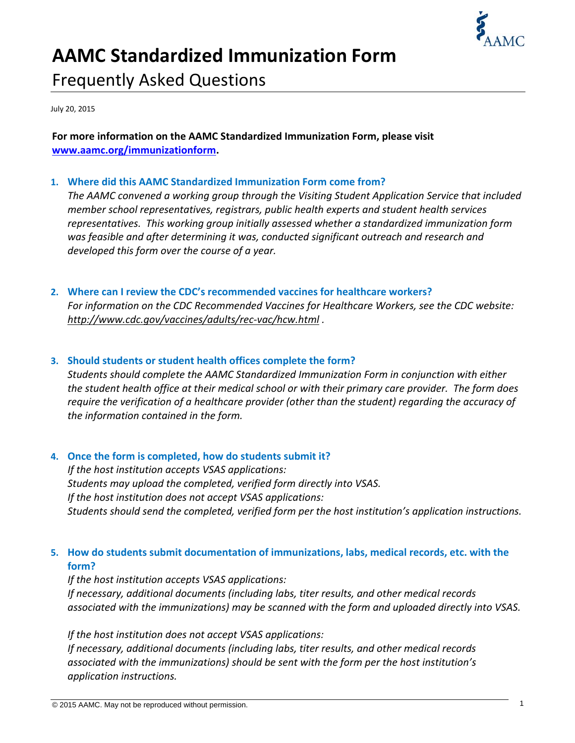# AAMC Standardized Immunization Form

## Frequently Asked Questions

July 20, 2015

**For more information on the AAMC Standardized Immunization Form, please visit [www.aamc.org/immunizationform](www.aamc.org/immunizationform).**

1. **Where did this AAMC Standardized Immunization Form come from?**
   *The AAMC convened a working group through the Visiting Student Application Service that included member school representatives, registrars, public health experts and student health services representatives. This working group initially assessed whether a standardized immunization form was feasible and after determining it was, conducted significant outreach and research and developed this form over the course of a year.*

2. **Where can I review the CDC's recommended vaccines for healthcare workers?**
   *For information on the CDC Recommended Vaccines for Healthcare Workers, see the CDC website: http://www.cdc.gov/vaccines/adults/rec-vac/hcw.html .*

3. **Should students or student health offices complete the form?**
   *Students should complete the AAMC Standardized Immunization Form in conjunction with either the student health office at their medical school or with their primary care provider. The form does require the verification of a healthcare provider (other than the student) regarding the accuracy of the information contained in the form.*

4. **Once the form is completed, how do students submit it?**
   *If the host institution accepts VSAS applications:*
   *Students may upload the completed, verified form directly into VSAS.*
   *If the host institution does not accept VSAS applications:*
   *Students should send the completed, verified form per the host institution's application instructions.*

5. **How do students submit documentation of immunizations, labs, medical records, etc. with the form?**
   *If the host institution accepts VSAS applications:*
   *If necessary, additional documents (including labs, titer results, and other medical records associated with the immunizations) may be scanned with the form and uploaded directly into VSAS.*

   *If the host institution does not accept VSAS applications:*
   *If necessary, additional documents (including labs, titer results, and other medical records associated with the immunizations) should be sent with the form per the host institution's application instructions.*

© 2015 AAMC. May not be reproduced without permission.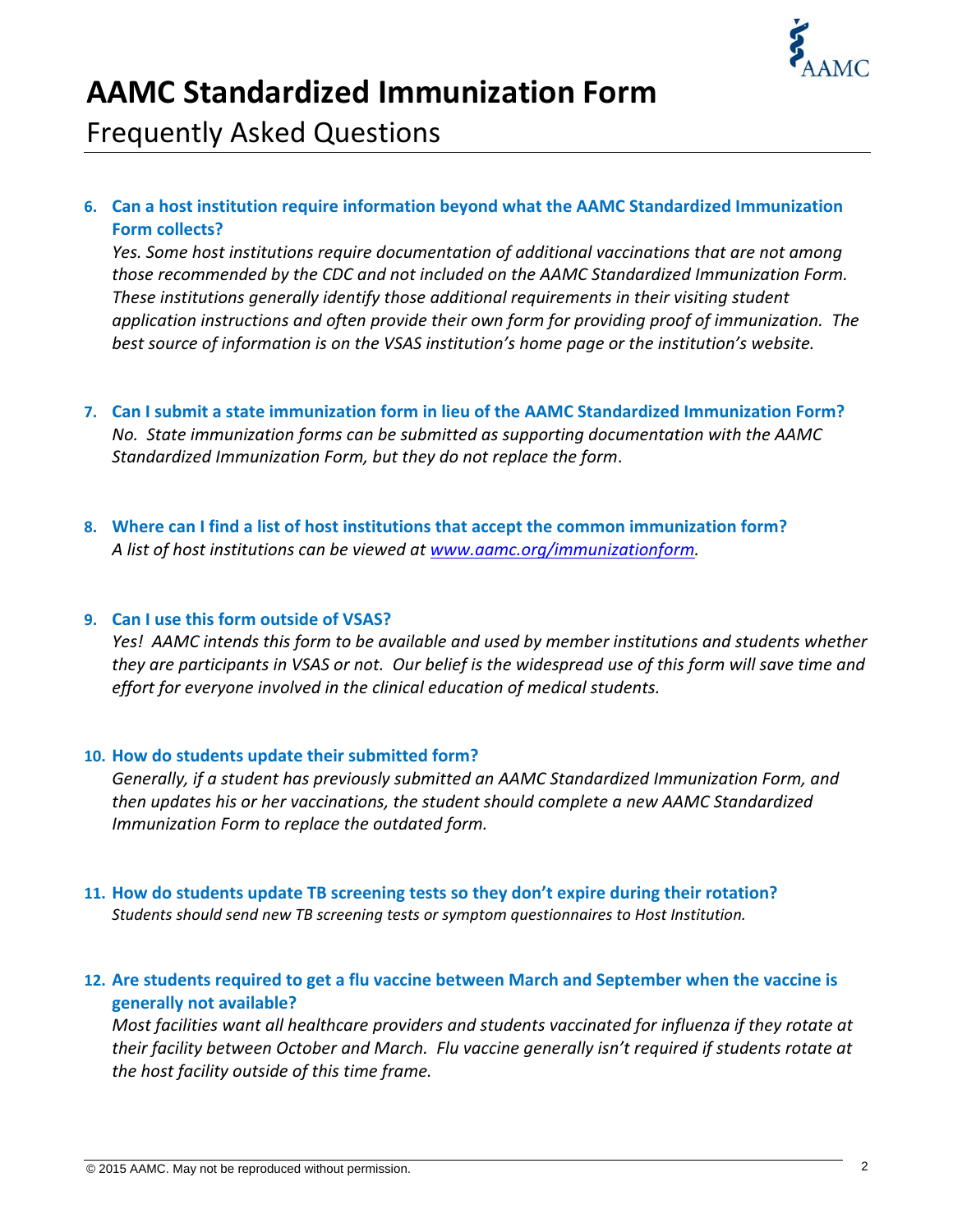# AAMC Standardized Immunization Form

## Frequently Asked Questions

6. **Can a host institution require information beyond what the AAMC Standardized Immunization Form collects?**
   *Yes. Some host institutions require documentation of additional vaccinations that are not among those recommended by the CDC and not included on the AAMC Standardized Immunization Form. These institutions generally identify those additional requirements in their visiting student application instructions and often provide their own form for providing proof of immunization. The best source of information is on the VSAS institution's home page or the institution's website.*

7. **Can I submit a state immunization form in lieu of the AAMC Standardized Immunization Form?**
   *No. State immunization forms can be submitted as supporting documentation with the AAMC Standardized Immunization Form, but they do not replace the form*.

8. **Where can I find a list of host institutions that accept the common immunization form?**
   *A list of host institutions can be viewed at [www.aamc.org/immunizationform](http://www.aamc.org/immunizationform).*

9. **Can I use this form outside of VSAS?**
   *Yes! AAMC intends this form to be available and used by member institutions and students whether they are participants in VSAS or not. Our belief is the widespread use of this form will save time and effort for everyone involved in the clinical education of medical students.*

10. **How do students update their submitted form?**
    *Generally, if a student has previously submitted an AAMC Standardized Immunization Form, and then updates his or her vaccinations, the student should complete a new AAMC Standardized Immunization Form to replace the outdated form.*

11. **How do students update TB screening tests so they don't expire during their rotation?**
    *Students should send new TB screening tests or symptom questionnaires to Host Institution.*

12. **Are students required to get a flu vaccine between March and September when the vaccine is generally not available?**
    *Most facilities want all healthcare providers and students vaccinated for influenza if they rotate at their facility between October and March. Flu vaccine generally isn't required if students rotate at the host facility outside of this time frame.*

© 2015 AAMC. May not be reproduced without permission.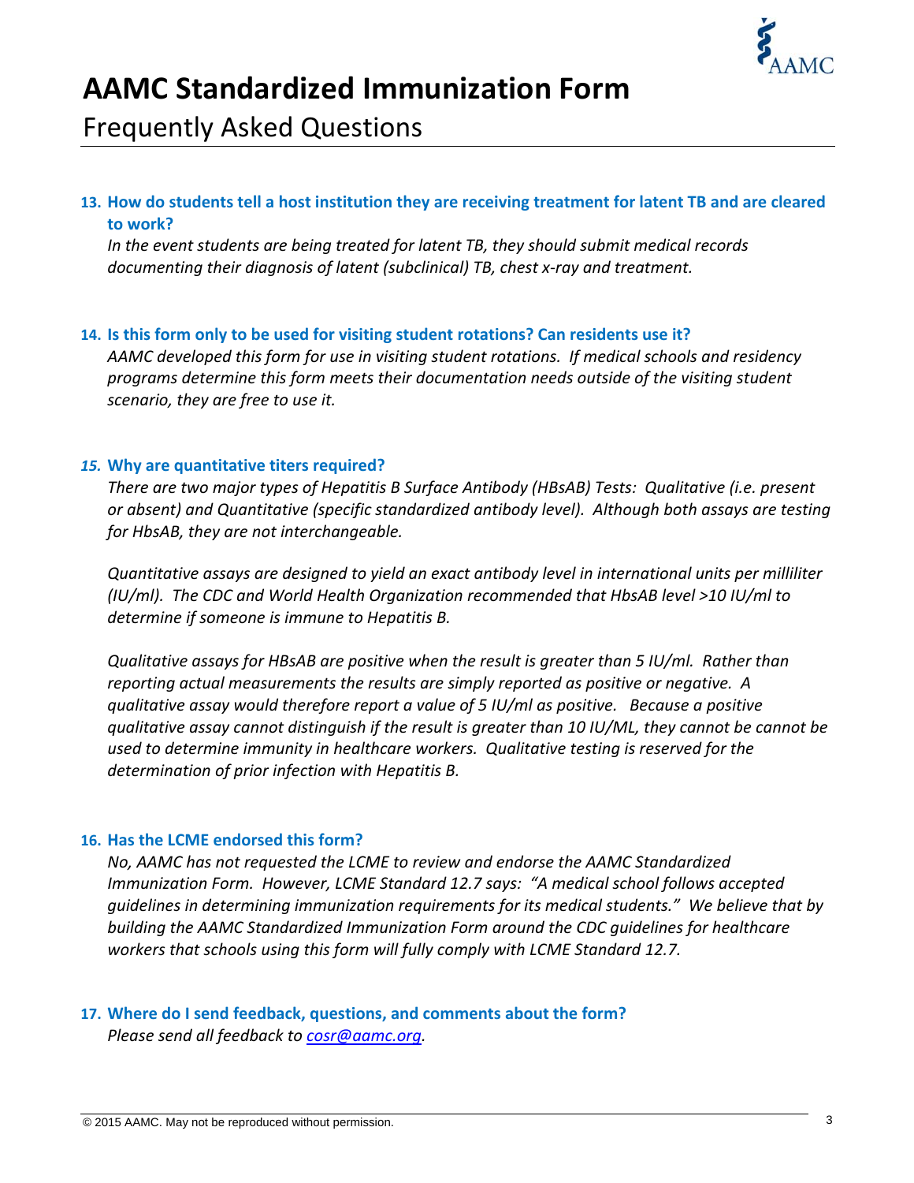# AAMC Standardized Immunization Form

Frequently Asked Questions

13. **How do students tell a host institution they are receiving treatment for latent TB and are cleared to work?**

    *In the event students are being treated for latent TB, they should submit medical records documenting their diagnosis of latent (subclinical) TB, chest x-ray and treatment.*

14. **Is this form only to be used for visiting student rotations? Can residents use it?**

    *AAMC developed this form for use in visiting student rotations. If medical schools and residency programs determine this form meets their documentation needs outside of the visiting student scenario, they are free to use it.*

15. **Why are quantitative titers required?**

    *There are two major types of Hepatitis B Surface Antibody (HBsAB) Tests: Qualitative (i.e. present or absent) and Quantitative (specific standardized antibody level). Although both assays are testing for HbsAB, they are not interchangeable.*

    *Quantitative assays are designed to yield an exact antibody level in international units per milliliter (IU/ml). The CDC and World Health Organization recommended that HbsAB level >10 IU/ml to determine if someone is immune to Hepatitis B.*

    *Qualitative assays for HBsAB are positive when the result is greater than 5 IU/ml. Rather than reporting actual measurements the results are simply reported as positive or negative. A qualitative assay would therefore report a value of 5 IU/ml as positive. Because a positive qualitative assay cannot distinguish if the result is greater than 10 IU/ML, they cannot be cannot be used to determine immunity in healthcare workers. Qualitative testing is reserved for the determination of prior infection with Hepatitis B.*

16. **Has the LCME endorsed this form?**

    *No, AAMC has not requested the LCME to review and endorse the AAMC Standardized Immunization Form. However, LCME Standard 12.7 says: "A medical school follows accepted guidelines in determining immunization requirements for its medical students." We believe that by building the AAMC Standardized Immunization Form around the CDC guidelines for healthcare workers that schools using this form will fully comply with LCME Standard 12.7.*

17. **Where do I send feedback, questions, and comments about the form?**

    *Please send all feedback to [cosr@aamc.org](mailto:cosr@aamc.org).*

© 2015 AAMC. May not be reproduced without permission.